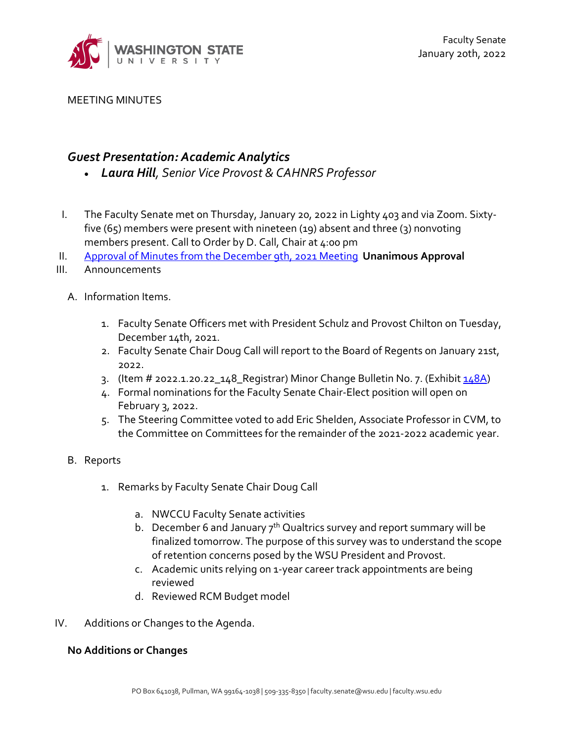Faculty Senate
January 20th, 2022

MEETING MINUTES

## *Guest Presentation: Academic Analytics*

- ***Laura Hill**, Senior Vice Provost & CAHNRS Professor*

I. The Faculty Senate met on Thursday, January 20, 2022 in Lighty 403 and via Zoom. Sixty-five (65) members were present with nineteen (19) absent and three (3) nonvoting members present. Call to Order by D. Call, Chair at 4:00 pm

II. Approval of Minutes from the December 9th, 2021 Meeting **Unanimous Approval**

III. Announcements

A. Information Items.

1. Faculty Senate Officers met with President Schulz and Provost Chilton on Tuesday, December 14th, 2021.
2. Faculty Senate Chair Doug Call will report to the Board of Regents on January 21st, 2022.
3. (Item # 2022.1.20.22_148_Registrar) Minor Change Bulletin No. 7. (Exhibit 148A)
4. Formal nominations for the Faculty Senate Chair-Elect position will open on February 3, 2022.
5. The Steering Committee voted to add Eric Shelden, Associate Professor in CVM, to the Committee on Committees for the remainder of the 2021-2022 academic year.

B. Reports

1. Remarks by Faculty Senate Chair Doug Call
   a. NWCCU Faculty Senate activities
   b. December 6 and January 7th Qualtrics survey and report summary will be finalized tomorrow. The purpose of this survey was to understand the scope of retention concerns posed by the WSU President and Provost.
   c. Academic units relying on 1-year career track appointments are being reviewed
   d. Reviewed RCM Budget model

IV. Additions or Changes to the Agenda.

**No Additions or Changes**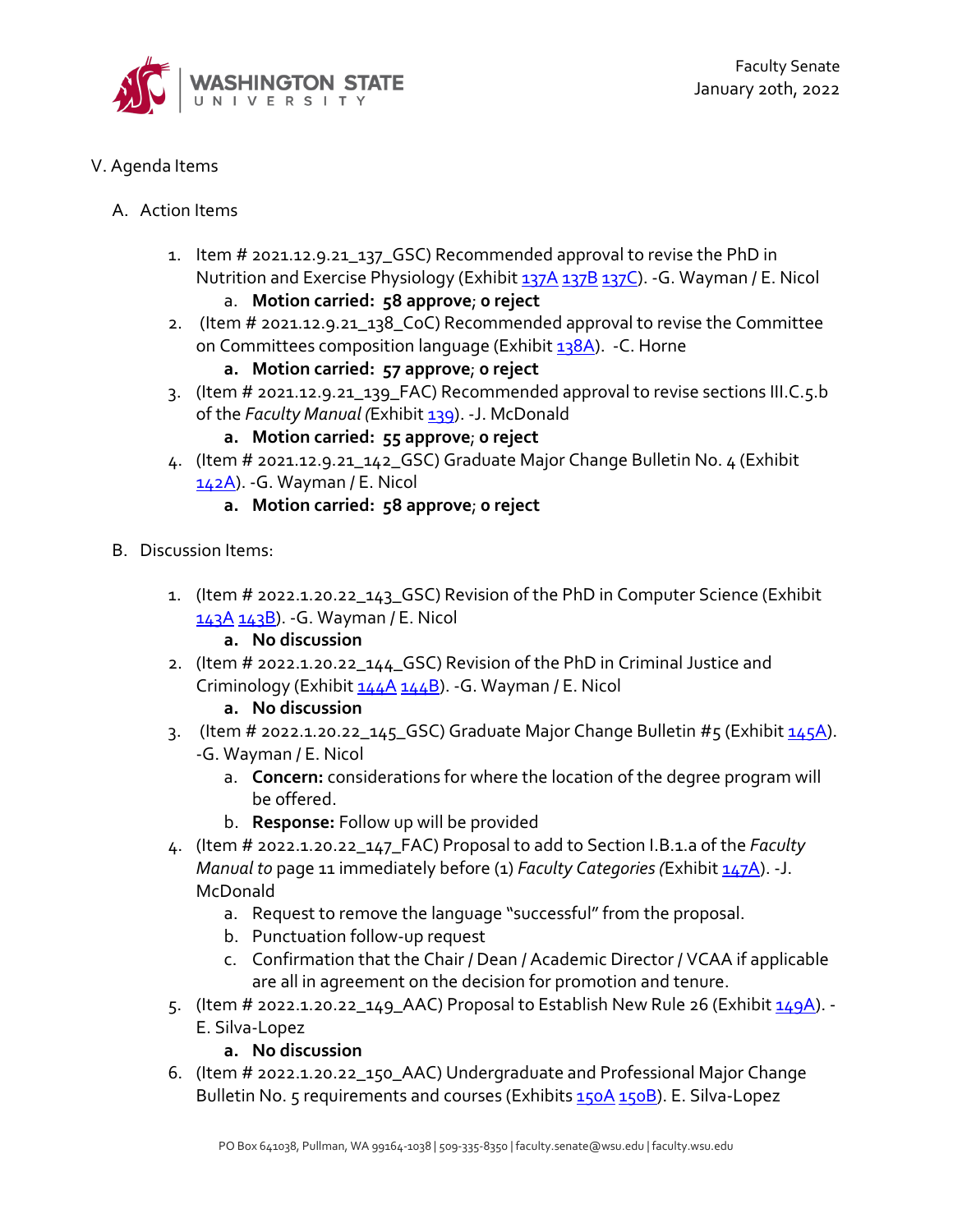V. Agenda Items

A. Action Items

1. Item # 2021.12.9.21_137_GSC) Recommended approval to revise the PhD in Nutrition and Exercise Physiology (Exhibit 137A 137B 137C). -G. Wayman / E. Nicol
   a. **Motion carried: 58 approve; 0 reject**
2. (Item # 2021.12.9.21_138_CoC) Recommended approval to revise the Committee on Committees composition language (Exhibit 138A). -C. Horne
   a. **Motion carried: 57 approve; 0 reject**
3. (Item # 2021.12.9.21_139_FAC) Recommended approval to revise sections III.C.5.b of the *Faculty Manual (*Exhibit 139). -J. McDonald
   a. **Motion carried: 55 approve; 0 reject**
4. (Item # 2021.12.9.21_142_GSC) Graduate Major Change Bulletin No. 4 (Exhibit 142A). -G. Wayman / E. Nicol
   a. **Motion carried: 58 approve; 0 reject**

B. Discussion Items:

1. (Item # 2022.1.20.22_143_GSC) Revision of the PhD in Computer Science (Exhibit 143A 143B). -G. Wayman / E. Nicol
   a. **No discussion**
2. (Item # 2022.1.20.22_144_GSC) Revision of the PhD in Criminal Justice and Criminology (Exhibit 144A 144B). -G. Wayman / E. Nicol
   a. **No discussion**
3. (Item # 2022.1.20.22_145_GSC) Graduate Major Change Bulletin #5 (Exhibit 145A). -G. Wayman / E. Nicol
   a. **Concern:** considerations for where the location of the degree program will be offered.
   b. **Response:** Follow up will be provided
4. (Item # 2022.1.20.22_147_FAC) Proposal to add to Section I.B.1.a of the *Faculty Manual to* page 11 immediately before (1) *Faculty Categories (*Exhibit 147A). -J. McDonald
   a. Request to remove the language "successful" from the proposal.
   b. Punctuation follow-up request
   c. Confirmation that the Chair / Dean / Academic Director / VCAA if applicable are all in agreement on the decision for promotion and tenure.
5. (Item # 2022.1.20.22_149_AAC) Proposal to Establish New Rule 26 (Exhibit 149A). -E. Silva-Lopez
   a. **No discussion**
6. (Item # 2022.1.20.22_150_AAC) Undergraduate and Professional Major Change Bulletin No. 5 requirements and courses (Exhibits 150A 150B). E. Silva-Lopez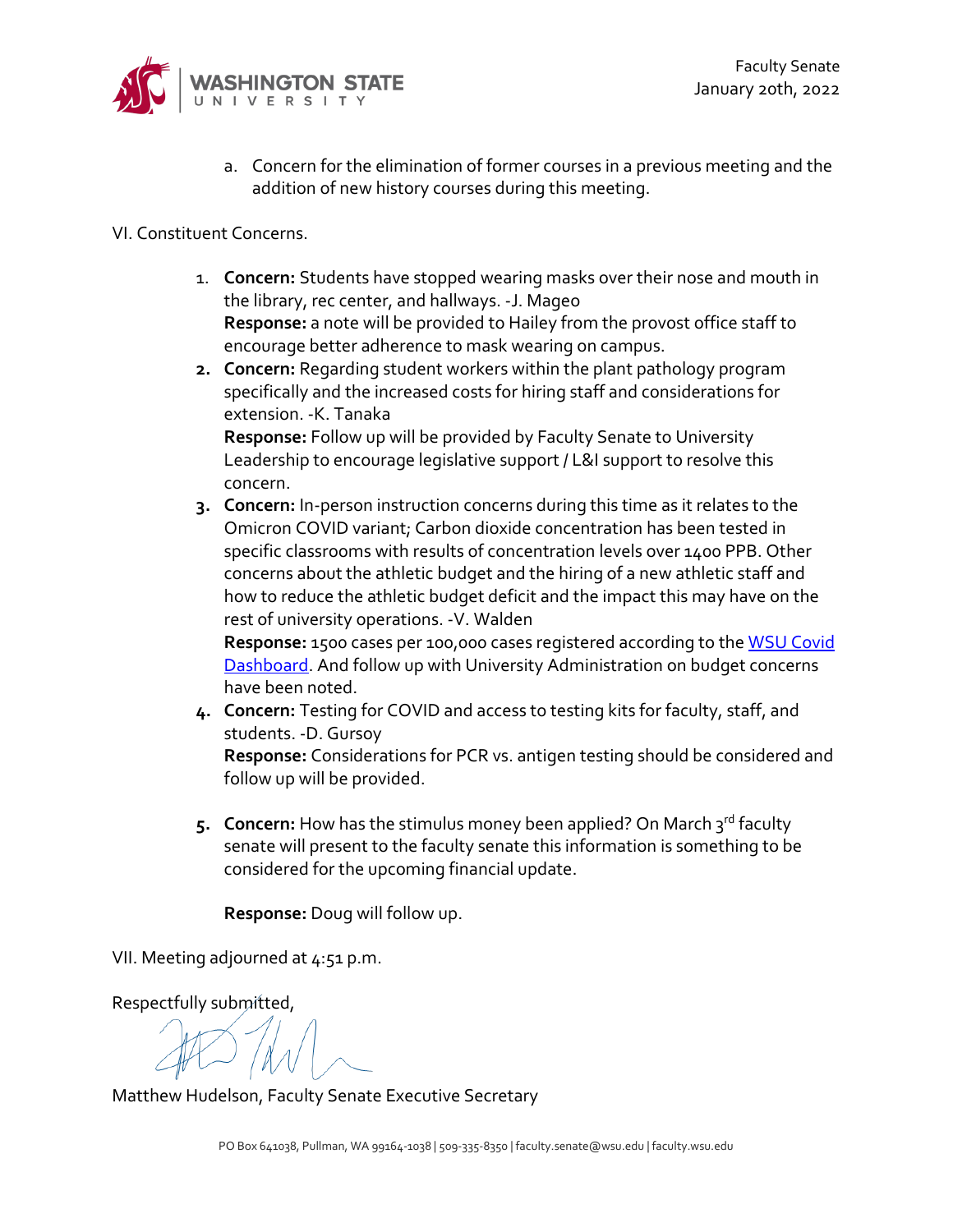a. Concern for the elimination of former courses in a previous meeting and the addition of new history courses during this meeting.

VI. Constituent Concerns.

1. **Concern:** Students have stopped wearing masks over their nose and mouth in the library, rec center, and hallways. -J. Mageo
   **Response:** a note will be provided to Hailey from the provost office staff to encourage better adherence to mask wearing on campus.
2. **Concern:** Regarding student workers within the plant pathology program specifically and the increased costs for hiring staff and considerations for extension. -K. Tanaka
   **Response:** Follow up will be provided by Faculty Senate to University Leadership to encourage legislative support / L&I support to resolve this concern.
3. **Concern:** In-person instruction concerns during this time as it relates to the Omicron COVID variant; Carbon dioxide concentration has been tested in specific classrooms with results of concentration levels over 1400 PPB. Other concerns about the athletic budget and the hiring of a new athletic staff and how to reduce the athletic budget deficit and the impact this may have on the rest of university operations. -V. Walden
   **Response:** 1500 cases per 100,000 cases registered according to the WSU Covid Dashboard. And follow up with University Administration on budget concerns have been noted.
4. **Concern:** Testing for COVID and access to testing kits for faculty, staff, and students. -D. Gursoy
   **Response:** Considerations for PCR vs. antigen testing should be considered and follow up will be provided.
5. **Concern:** How has the stimulus money been applied? On March 3rd faculty senate will present to the faculty senate this information is something to be considered for the upcoming financial update.

   **Response:** Doug will follow up.

VII. Meeting adjourned at 4:51 p.m.

Respectfully submitted,

Matthew Hudelson, Faculty Senate Executive Secretary